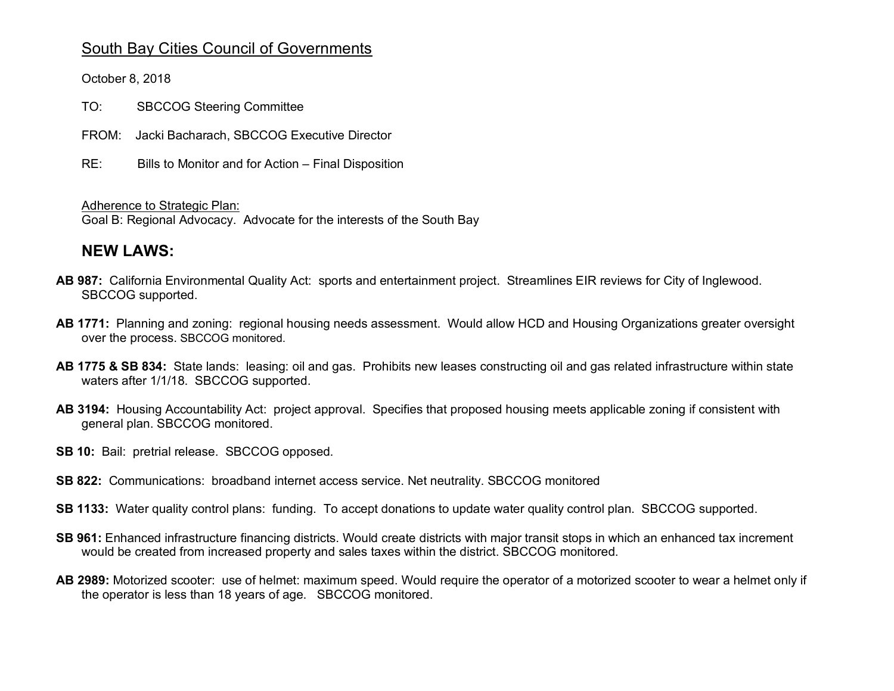South Bay Cities Council of Governments

October 8, 2018

TO: SBCCOG Steering Committee

FROM: Jacki Bacharach, SBCCOG Executive Director

RE: Bills to Monitor and for Action – Final Disposition

Adherence to Strategic Plan:
Goal B: Regional Advocacy. Advocate for the interests of the South Bay

## NEW LAWS:

**AB 987:** California Environmental Quality Act: sports and entertainment project. Streamlines EIR reviews for City of Inglewood. SBCCOG supported.

**AB 1771:** Planning and zoning: regional housing needs assessment. Would allow HCD and Housing Organizations greater oversight over the process. SBCCOG monitored.

**AB 1775 & SB 834:** State lands: leasing: oil and gas. Prohibits new leases constructing oil and gas related infrastructure within state waters after 1/1/18. SBCCOG supported.

**AB 3194:** Housing Accountability Act: project approval. Specifies that proposed housing meets applicable zoning if consistent with general plan. SBCCOG monitored.

**SB 10:** Bail: pretrial release. SBCCOG opposed.

**SB 822:** Communications: broadband internet access service. Net neutrality. SBCCOG monitored

**SB 1133:** Water quality control plans: funding. To accept donations to update water quality control plan. SBCCOG supported.

**SB 961:** Enhanced infrastructure financing districts. Would create districts with major transit stops in which an enhanced tax increment would be created from increased property and sales taxes within the district. SBCCOG monitored.

**AB 2989:** Motorized scooter: use of helmet: maximum speed. Would require the operator of a motorized scooter to wear a helmet only if the operator is less than 18 years of age. SBCCOG monitored.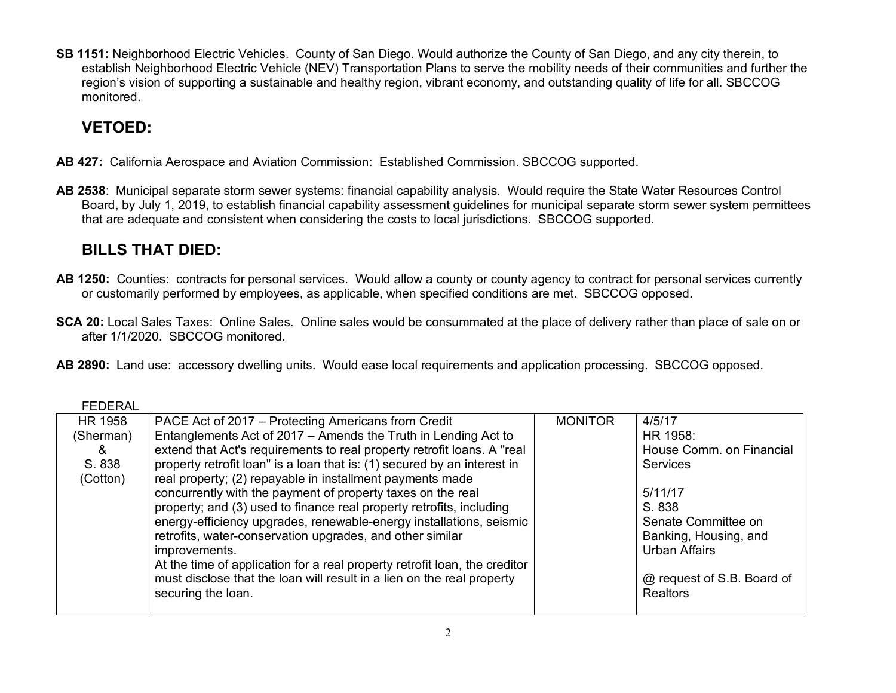**SB 1151:** Neighborhood Electric Vehicles. County of San Diego. Would authorize the County of San Diego, and any city therein, to establish Neighborhood Electric Vehicle (NEV) Transportation Plans to serve the mobility needs of their communities and further the region's vision of supporting a sustainable and healthy region, vibrant economy, and outstanding quality of life for all. SBCCOG monitored.

## VETOED:

**AB 427:** California Aerospace and Aviation Commission: Established Commission. SBCCOG supported.

**AB 2538**: Municipal separate storm sewer systems: financial capability analysis. Would require the State Water Resources Control Board, by July 1, 2019, to establish financial capability assessment guidelines for municipal separate storm sewer system permittees that are adequate and consistent when considering the costs to local jurisdictions. SBCCOG supported.

## BILLS THAT DIED:

**AB 1250:** Counties: contracts for personal services. Would allow a county or county agency to contract for personal services currently or customarily performed by employees, as applicable, when specified conditions are met. SBCCOG opposed.

**SCA 20:** Local Sales Taxes: Online Sales. Online sales would be consummated at the place of delivery rather than place of sale on or after 1/1/2020. SBCCOG monitored.

**AB 2890:** Land use: accessory dwelling units. Would ease local requirements and application processing. SBCCOG opposed.

FEDERAL

| | | | |
|---|---|---|---|
| HR 1958 (Sherman) & S. 838 (Cotton) | PACE Act of 2017 – Protecting Americans from Credit Entanglements Act of 2017 – Amends the Truth in Lending Act to extend that Act's requirements to real property retrofit loans. A "real property retrofit loan" is a loan that is: (1) secured by an interest in real property; (2) repayable in installment payments made concurrently with the payment of property taxes on the real property; and (3) used to finance real property retrofits, including energy-efficiency upgrades, renewable-energy installations, seismic retrofits, water-conservation upgrades, and other similar improvements.<br>At the time of application for a real property retrofit loan, the creditor must disclose that the loan will result in a lien on the real property securing the loan. | MONITOR | 4/5/17<br>HR 1958:<br>House Comm. on Financial Services<br><br>5/11/17<br>S. 838<br>Senate Committee on Banking, Housing, and Urban Affairs<br><br>@ request of S.B. Board of Realtors |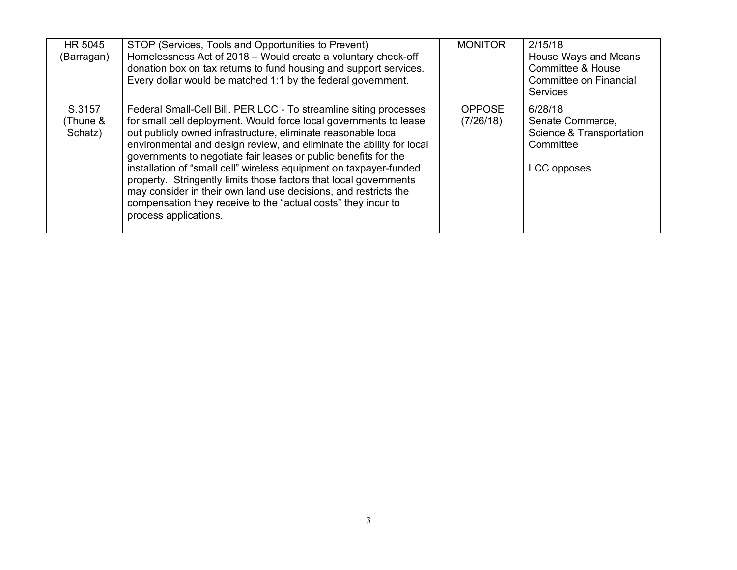| | | | |
|---|---|---|---|
| HR 5045 (Barragan) | STOP (Services, Tools and Opportunities to Prevent) Homelessness Act of 2018 – Would create a voluntary check-off donation box on tax returns to fund housing and support services. Every dollar would be matched 1:1 by the federal government. | MONITOR | 2/15/18<br>House Ways and Means Committee & House Committee on Financial Services |
| S.3157 (Thune & Schatz) | Federal Small-Cell Bill. PER LCC - To streamline siting processes for small cell deployment. Would force local governments to lease out publicly owned infrastructure, eliminate reasonable local environmental and design review, and eliminate the ability for local governments to negotiate fair leases or public benefits for the installation of "small cell" wireless equipment on taxpayer-funded property. Stringently limits those factors that local governments may consider in their own land use decisions, and restricts the compensation they receive to the "actual costs" they incur to process applications. | OPPOSE (7/26/18) | 6/28/18<br>Senate Commerce, Science & Transportation Committee<br><br>LCC opposes |